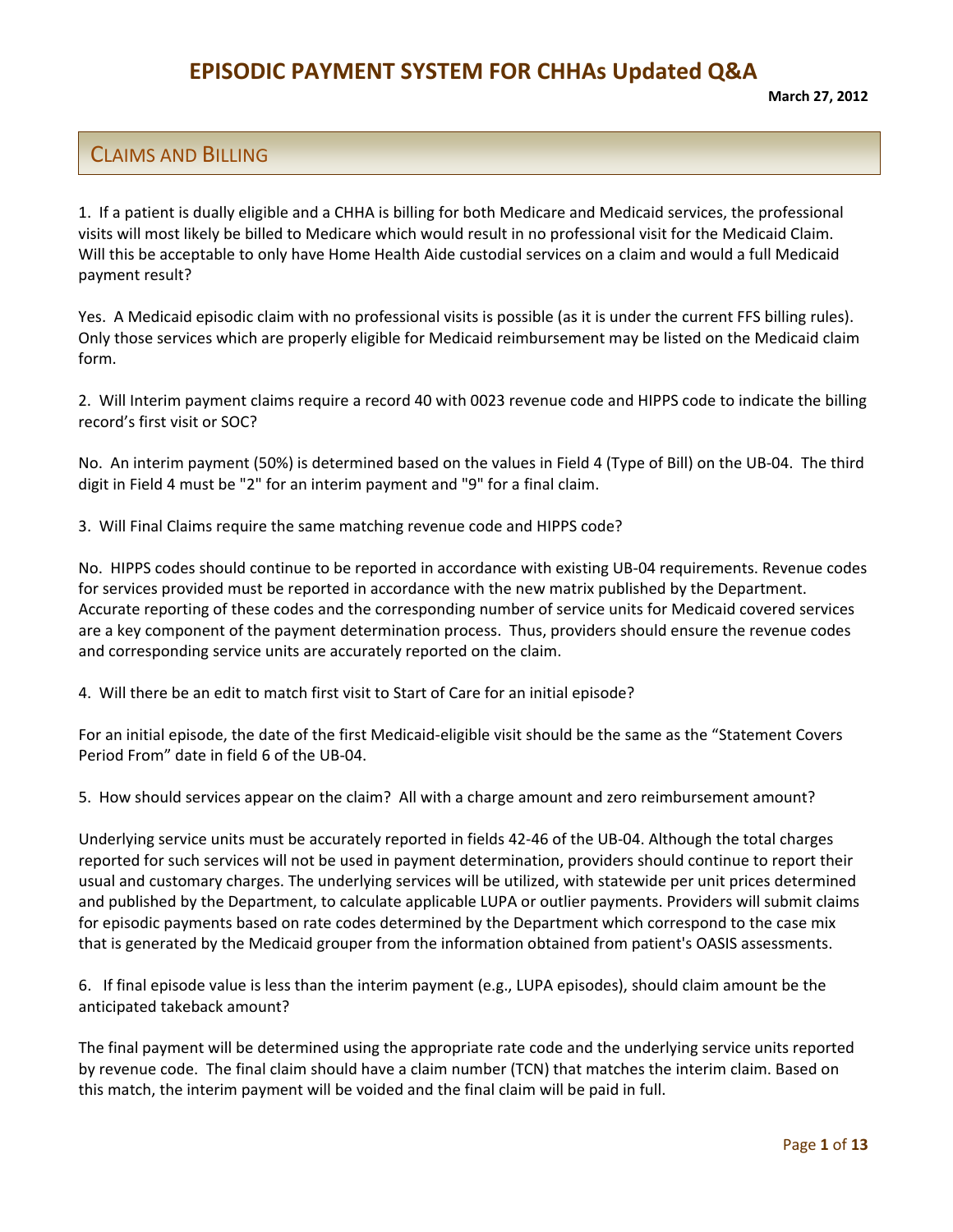# EPISODIC PAYMENT SYSTEM FOR CHHAs Updated Q&A

**March 27, 2012**

## Claims and Billing

1. If a patient is dually eligible and a CHHA is billing for both Medicare and Medicaid services, the professional visits will most likely be billed to Medicare which would result in no professional visit for the Medicaid Claim. Will this be acceptable to only have Home Health Aide custodial services on a claim and would a full Medicaid payment result?

Yes. A Medicaid episodic claim with no professional visits is possible (as it is under the current FFS billing rules). Only those services which are properly eligible for Medicaid reimbursement may be listed on the Medicaid claim form.

2. Will Interim payment claims require a record 40 with 0023 revenue code and HIPPS code to indicate the billing record's first visit or SOC?

No. An interim payment (50%) is determined based on the values in Field 4 (Type of Bill) on the UB-04. The third digit in Field 4 must be "2" for an interim payment and "9" for a final claim.

3. Will Final Claims require the same matching revenue code and HIPPS code?

No. HIPPS codes should continue to be reported in accordance with existing UB-04 requirements. Revenue codes for services provided must be reported in accordance with the new matrix published by the Department. Accurate reporting of these codes and the corresponding number of service units for Medicaid covered services are a key component of the payment determination process. Thus, providers should ensure the revenue codes and corresponding service units are accurately reported on the claim.

4. Will there be an edit to match first visit to Start of Care for an initial episode?

For an initial episode, the date of the first Medicaid-eligible visit should be the same as the "Statement Covers Period From" date in field 6 of the UB-04.

5. How should services appear on the claim? All with a charge amount and zero reimbursement amount?

Underlying service units must be accurately reported in fields 42-46 of the UB-04. Although the total charges reported for such services will not be used in payment determination, providers should continue to report their usual and customary charges. The underlying services will be utilized, with statewide per unit prices determined and published by the Department, to calculate applicable LUPA or outlier payments. Providers will submit claims for episodic payments based on rate codes determined by the Department which correspond to the case mix that is generated by the Medicaid grouper from the information obtained from patient's OASIS assessments.

6. If final episode value is less than the interim payment (e.g., LUPA episodes), should claim amount be the anticipated takeback amount?

The final payment will be determined using the appropriate rate code and the underlying service units reported by revenue code. The final claim should have a claim number (TCN) that matches the interim claim. Based on this match, the interim payment will be voided and the final claim will be paid in full.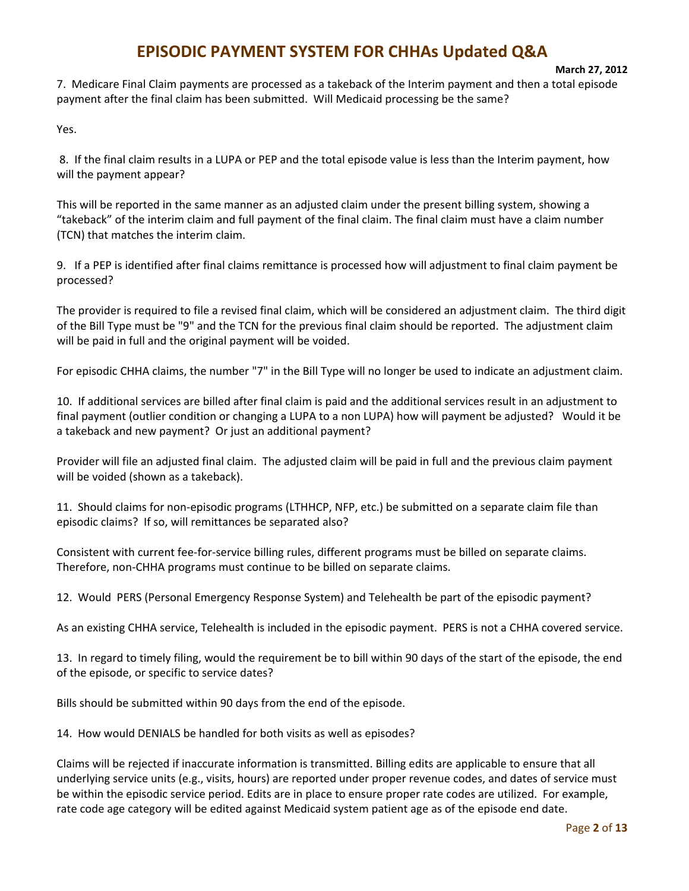7. Medicare Final Claim payments are processed as a takeback of the Interim payment and then a total episode payment after the final claim has been submitted. Will Medicaid processing be the same?

Yes.

8. If the final claim results in a LUPA or PEP and the total episode value is less than the Interim payment, how will the payment appear?

This will be reported in the same manner as an adjusted claim under the present billing system, showing a "takeback" of the interim claim and full payment of the final claim. The final claim must have a claim number (TCN) that matches the interim claim.

9. If a PEP is identified after final claims remittance is processed how will adjustment to final claim payment be processed?

The provider is required to file a revised final claim, which will be considered an adjustment claim. The third digit of the Bill Type must be "9" and the TCN for the previous final claim should be reported. The adjustment claim will be paid in full and the original payment will be voided.

For episodic CHHA claims, the number "7" in the Bill Type will no longer be used to indicate an adjustment claim.

10. If additional services are billed after final claim is paid and the additional services result in an adjustment to final payment (outlier condition or changing a LUPA to a non LUPA) how will payment be adjusted? Would it be a takeback and new payment? Or just an additional payment?

Provider will file an adjusted final claim. The adjusted claim will be paid in full and the previous claim payment will be voided (shown as a takeback).

11. Should claims for non-episodic programs (LTHHCP, NFP, etc.) be submitted on a separate claim file than episodic claims? If so, will remittances be separated also?

Consistent with current fee-for-service billing rules, different programs must be billed on separate claims. Therefore, non-CHHA programs must continue to be billed on separate claims.

12. Would PERS (Personal Emergency Response System) and Telehealth be part of the episodic payment?

As an existing CHHA service, Telehealth is included in the episodic payment. PERS is not a CHHA covered service.

13. In regard to timely filing, would the requirement be to bill within 90 days of the start of the episode, the end of the episode, or specific to service dates?

Bills should be submitted within 90 days from the end of the episode.

14. How would DENIALS be handled for both visits as well as episodes?

Claims will be rejected if inaccurate information is transmitted. Billing edits are applicable to ensure that all underlying service units (e.g., visits, hours) are reported under proper revenue codes, and dates of service must be within the episodic service period. Edits are in place to ensure proper rate codes are utilized. For example, rate code age category will be edited against Medicaid system patient age as of the episode end date.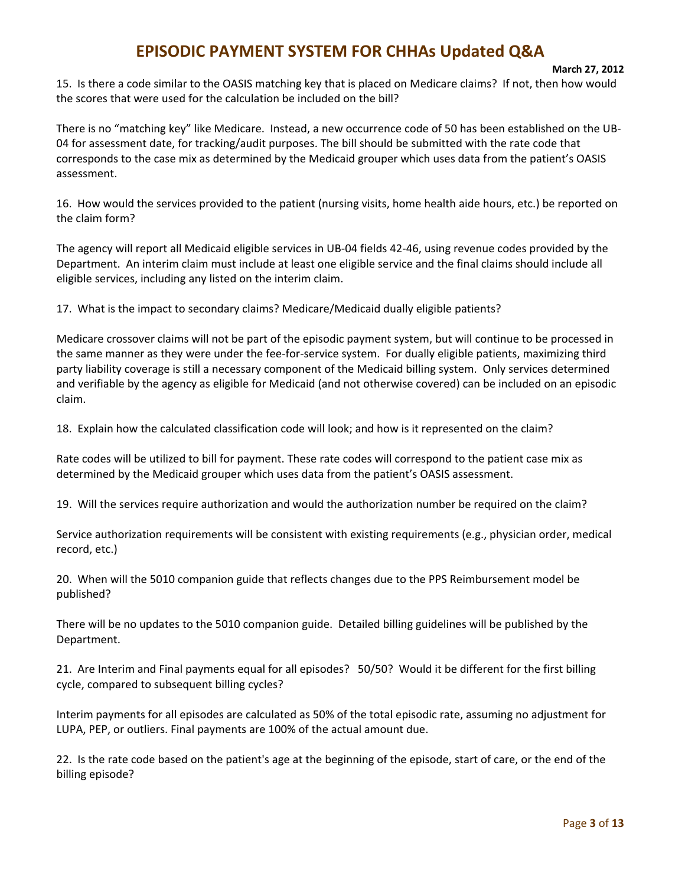15. Is there a code similar to the OASIS matching key that is placed on Medicare claims? If not, then how would the scores that were used for the calculation be included on the bill?

There is no “matching key” like Medicare. Instead, a new occurrence code of 50 has been established on the UB-04 for assessment date, for tracking/audit purposes. The bill should be submitted with the rate code that corresponds to the case mix as determined by the Medicaid grouper which uses data from the patient’s OASIS assessment.

16. How would the services provided to the patient (nursing visits, home health aide hours, etc.) be reported on the claim form?

The agency will report all Medicaid eligible services in UB-04 fields 42-46, using revenue codes provided by the Department. An interim claim must include at least one eligible service and the final claims should include all eligible services, including any listed on the interim claim.

17. What is the impact to secondary claims? Medicare/Medicaid dually eligible patients?

Medicare crossover claims will not be part of the episodic payment system, but will continue to be processed in the same manner as they were under the fee-for-service system. For dually eligible patients, maximizing third party liability coverage is still a necessary component of the Medicaid billing system. Only services determined and verifiable by the agency as eligible for Medicaid (and not otherwise covered) can be included on an episodic claim.

18. Explain how the calculated classification code will look; and how is it represented on the claim?

Rate codes will be utilized to bill for payment. These rate codes will correspond to the patient case mix as determined by the Medicaid grouper which uses data from the patient’s OASIS assessment.

19. Will the services require authorization and would the authorization number be required on the claim?

Service authorization requirements will be consistent with existing requirements (e.g., physician order, medical record, etc.)

20. When will the 5010 companion guide that reflects changes due to the PPS Reimbursement model be published?

There will be no updates to the 5010 companion guide. Detailed billing guidelines will be published by the Department.

21. Are Interim and Final payments equal for all episodes? 50/50? Would it be different for the first billing cycle, compared to subsequent billing cycles?

Interim payments for all episodes are calculated as 50% of the total episodic rate, assuming no adjustment for LUPA, PEP, or outliers. Final payments are 100% of the actual amount due.

22. Is the rate code based on the patient's age at the beginning of the episode, start of care, or the end of the billing episode?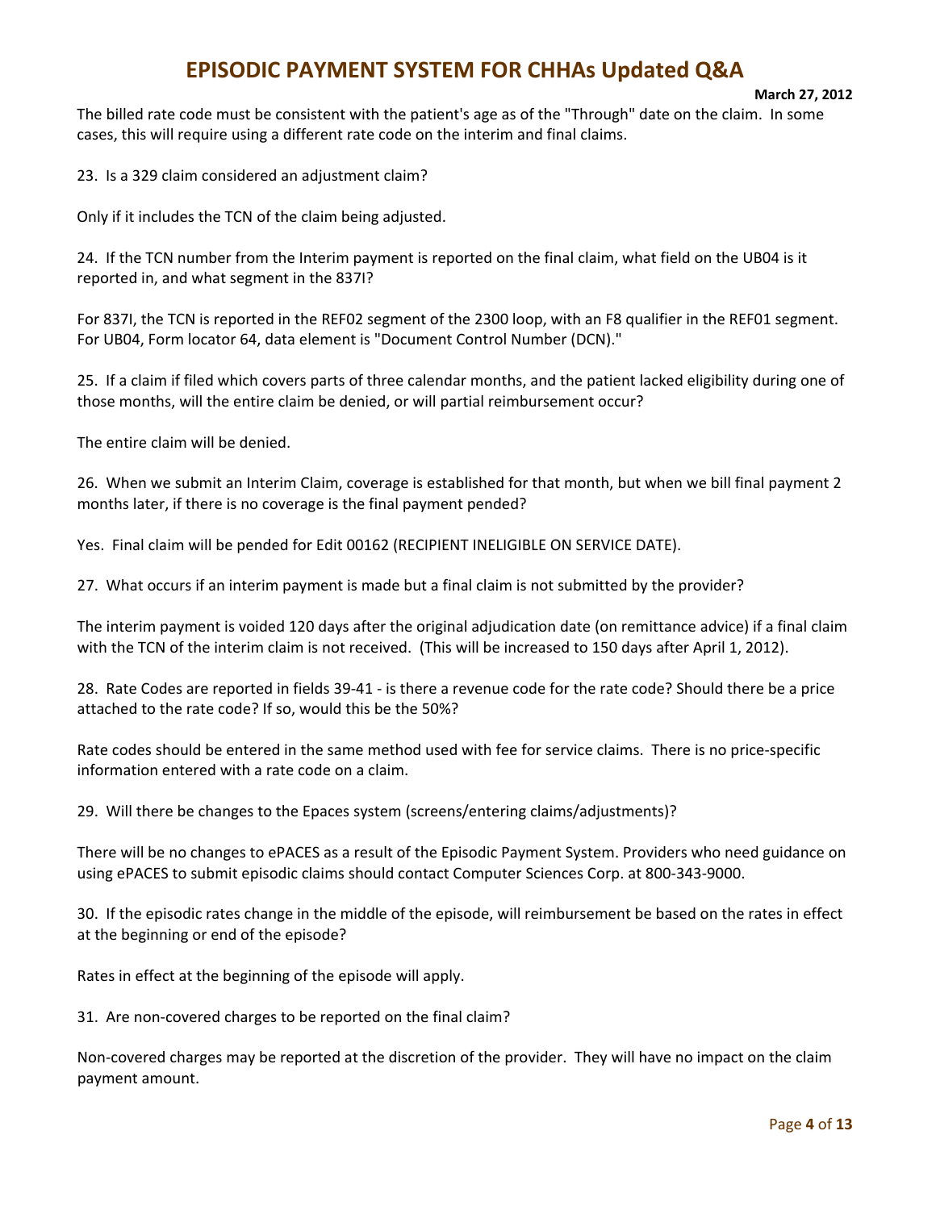The billed rate code must be consistent with the patient's age as of the "Through" date on the claim. In some cases, this will require using a different rate code on the interim and final claims.

23. Is a 329 claim considered an adjustment claim?

Only if it includes the TCN of the claim being adjusted.

24. If the TCN number from the Interim payment is reported on the final claim, what field on the UB04 is it reported in, and what segment in the 837I?

For 837I, the TCN is reported in the REF02 segment of the 2300 loop, with an F8 qualifier in the REF01 segment. For UB04, Form locator 64, data element is "Document Control Number (DCN)."

25. If a claim if filed which covers parts of three calendar months, and the patient lacked eligibility during one of those months, will the entire claim be denied, or will partial reimbursement occur?

The entire claim will be denied.

26. When we submit an Interim Claim, coverage is established for that month, but when we bill final payment 2 months later, if there is no coverage is the final payment pended?

Yes. Final claim will be pended for Edit 00162 (RECIPIENT INELIGIBLE ON SERVICE DATE).

27. What occurs if an interim payment is made but a final claim is not submitted by the provider?

The interim payment is voided 120 days after the original adjudication date (on remittance advice) if a final claim with the TCN of the interim claim is not received. (This will be increased to 150 days after April 1, 2012).

28. Rate Codes are reported in fields 39-41 - is there a revenue code for the rate code? Should there be a price attached to the rate code? If so, would this be the 50%?

Rate codes should be entered in the same method used with fee for service claims. There is no price-specific information entered with a rate code on a claim.

29. Will there be changes to the Epaces system (screens/entering claims/adjustments)?

There will be no changes to ePACES as a result of the Episodic Payment System. Providers who need guidance on using ePACES to submit episodic claims should contact Computer Sciences Corp. at 800-343-9000.

30. If the episodic rates change in the middle of the episode, will reimbursement be based on the rates in effect at the beginning or end of the episode?

Rates in effect at the beginning of the episode will apply.

31. Are non-covered charges to be reported on the final claim?

Non-covered charges may be reported at the discretion of the provider. They will have no impact on the claim payment amount.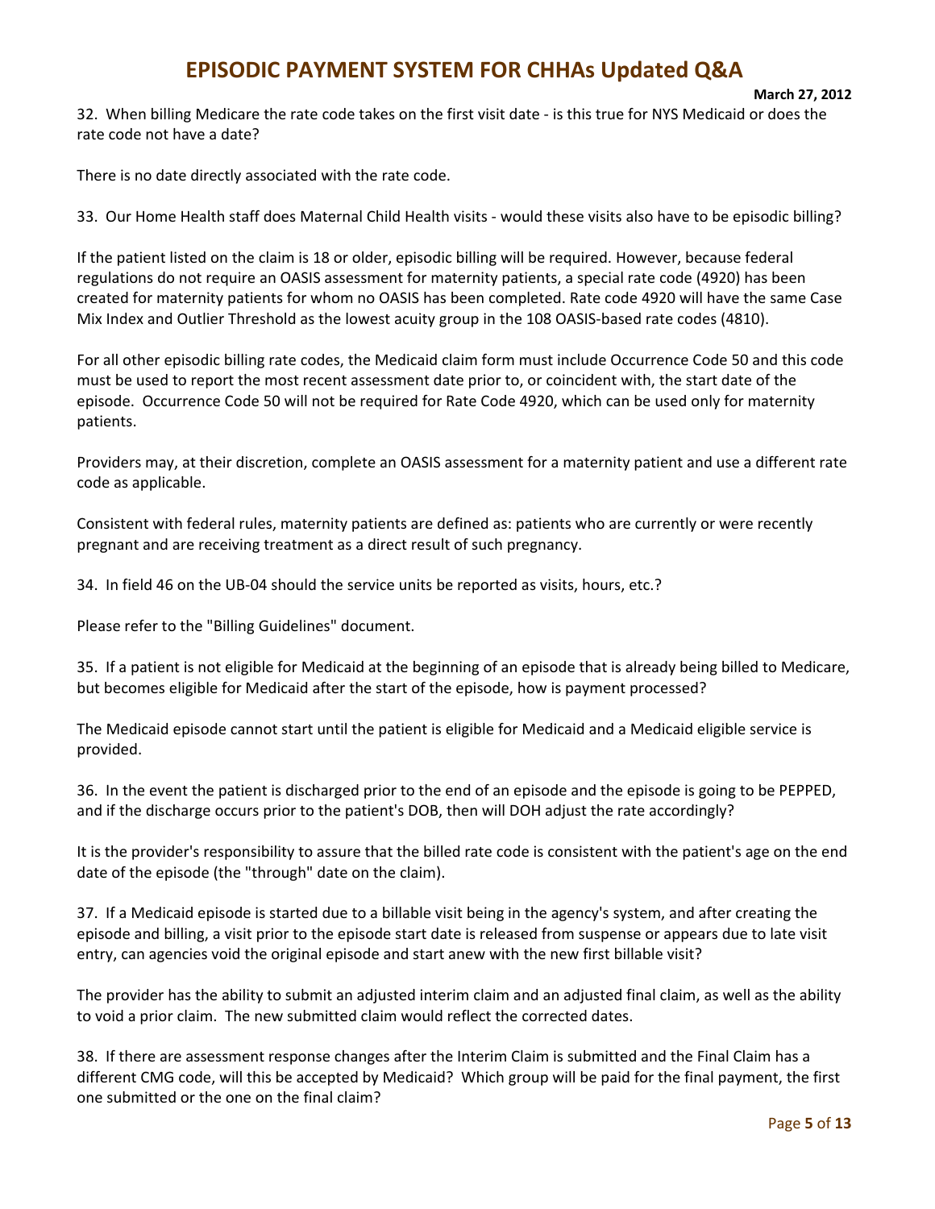32. When billing Medicare the rate code takes on the first visit date - is this true for NYS Medicaid or does the rate code not have a date?

There is no date directly associated with the rate code.

33. Our Home Health staff does Maternal Child Health visits - would these visits also have to be episodic billing?

If the patient listed on the claim is 18 or older, episodic billing will be required. However, because federal regulations do not require an OASIS assessment for maternity patients, a special rate code (4920) has been created for maternity patients for whom no OASIS has been completed. Rate code 4920 will have the same Case Mix Index and Outlier Threshold as the lowest acuity group in the 108 OASIS-based rate codes (4810).

For all other episodic billing rate codes, the Medicaid claim form must include Occurrence Code 50 and this code must be used to report the most recent assessment date prior to, or coincident with, the start date of the episode. Occurrence Code 50 will not be required for Rate Code 4920, which can be used only for maternity patients.

Providers may, at their discretion, complete an OASIS assessment for a maternity patient and use a different rate code as applicable.

Consistent with federal rules, maternity patients are defined as: patients who are currently or were recently pregnant and are receiving treatment as a direct result of such pregnancy.

34. In field 46 on the UB-04 should the service units be reported as visits, hours, etc.?

Please refer to the "Billing Guidelines" document.

35. If a patient is not eligible for Medicaid at the beginning of an episode that is already being billed to Medicare, but becomes eligible for Medicaid after the start of the episode, how is payment processed?

The Medicaid episode cannot start until the patient is eligible for Medicaid and a Medicaid eligible service is provided.

36. In the event the patient is discharged prior to the end of an episode and the episode is going to be PEPPED, and if the discharge occurs prior to the patient's DOB, then will DOH adjust the rate accordingly?

It is the provider's responsibility to assure that the billed rate code is consistent with the patient's age on the end date of the episode (the "through" date on the claim).

37. If a Medicaid episode is started due to a billable visit being in the agency's system, and after creating the episode and billing, a visit prior to the episode start date is released from suspense or appears due to late visit entry, can agencies void the original episode and start anew with the new first billable visit?

The provider has the ability to submit an adjusted interim claim and an adjusted final claim, as well as the ability to void a prior claim. The new submitted claim would reflect the corrected dates.

38. If there are assessment response changes after the Interim Claim is submitted and the Final Claim has a different CMG code, will this be accepted by Medicaid? Which group will be paid for the final payment, the first one submitted or the one on the final claim?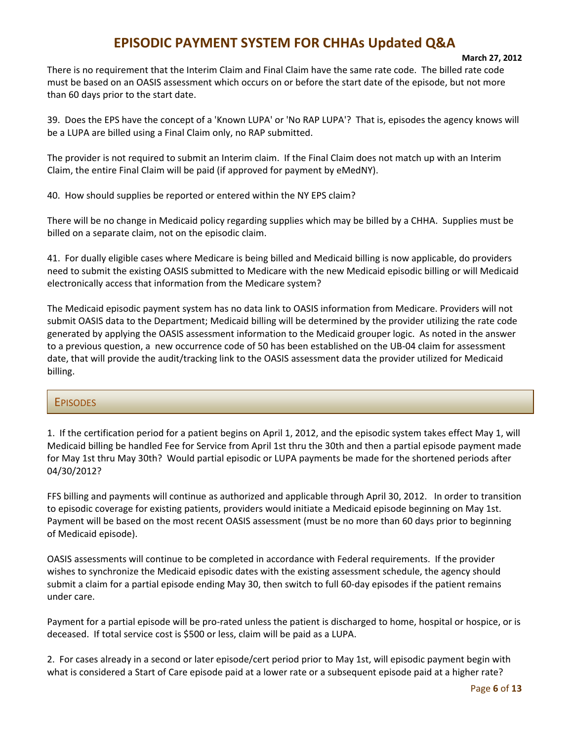There is no requirement that the Interim Claim and Final Claim have the same rate code. The billed rate code must be based on an OASIS assessment which occurs on or before the start date of the episode, but not more than 60 days prior to the start date.

39. Does the EPS have the concept of a 'Known LUPA' or 'No RAP LUPA'? That is, episodes the agency knows will be a LUPA are billed using a Final Claim only, no RAP submitted.

The provider is not required to submit an Interim claim. If the Final Claim does not match up with an Interim Claim, the entire Final Claim will be paid (if approved for payment by eMedNY).

40. How should supplies be reported or entered within the NY EPS claim?

There will be no change in Medicaid policy regarding supplies which may be billed by a CHHA. Supplies must be billed on a separate claim, not on the episodic claim.

41. For dually eligible cases where Medicare is being billed and Medicaid billing is now applicable, do providers need to submit the existing OASIS submitted to Medicare with the new Medicaid episodic billing or will Medicaid electronically access that information from the Medicare system?

The Medicaid episodic payment system has no data link to OASIS information from Medicare. Providers will not submit OASIS data to the Department; Medicaid billing will be determined by the provider utilizing the rate code generated by applying the OASIS assessment information to the Medicaid grouper logic. As noted in the answer to a previous question, a new occurrence code of 50 has been established on the UB-04 claim for assessment date, that will provide the audit/tracking link to the OASIS assessment data the provider utilized for Medicaid billing.

## Episodes

1. If the certification period for a patient begins on April 1, 2012, and the episodic system takes effect May 1, will Medicaid billing be handled Fee for Service from April 1st thru the 30th and then a partial episode payment made for May 1st thru May 30th? Would partial episodic or LUPA payments be made for the shortened periods after 04/30/2012?

FFS billing and payments will continue as authorized and applicable through April 30, 2012. In order to transition to episodic coverage for existing patients, providers would initiate a Medicaid episode beginning on May 1st. Payment will be based on the most recent OASIS assessment (must be no more than 60 days prior to beginning of Medicaid episode).

OASIS assessments will continue to be completed in accordance with Federal requirements. If the provider wishes to synchronize the Medicaid episodic dates with the existing assessment schedule, the agency should submit a claim for a partial episode ending May 30, then switch to full 60-day episodes if the patient remains under care.

Payment for a partial episode will be pro-rated unless the patient is discharged to home, hospital or hospice, or is deceased. If total service cost is $500 or less, claim will be paid as a LUPA.

2. For cases already in a second or later episode/cert period prior to May 1st, will episodic payment begin with what is considered a Start of Care episode paid at a lower rate or a subsequent episode paid at a higher rate?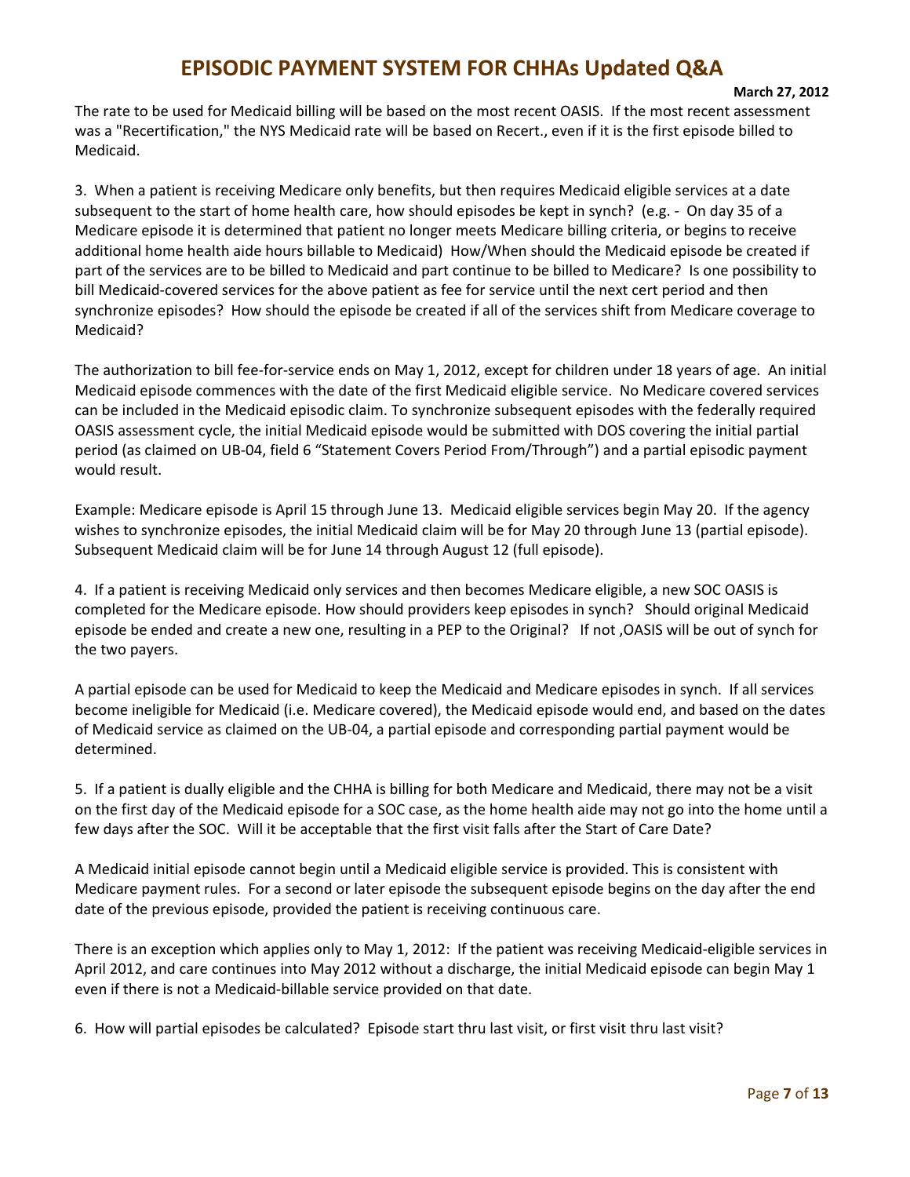The rate to be used for Medicaid billing will be based on the most recent OASIS. If the most recent assessment was a "Recertification," the NYS Medicaid rate will be based on Recert., even if it is the first episode billed to Medicaid.

3. When a patient is receiving Medicare only benefits, but then requires Medicaid eligible services at a date subsequent to the start of home health care, how should episodes be kept in synch? (e.g. - On day 35 of a Medicare episode it is determined that patient no longer meets Medicare billing criteria, or begins to receive additional home health aide hours billable to Medicaid) How/When should the Medicaid episode be created if part of the services are to be billed to Medicaid and part continue to be billed to Medicare? Is one possibility to bill Medicaid-covered services for the above patient as fee for service until the next cert period and then synchronize episodes? How should the episode be created if all of the services shift from Medicare coverage to Medicaid?

The authorization to bill fee-for-service ends on May 1, 2012, except for children under 18 years of age. An initial Medicaid episode commences with the date of the first Medicaid eligible service. No Medicare covered services can be included in the Medicaid episodic claim. To synchronize subsequent episodes with the federally required OASIS assessment cycle, the initial Medicaid episode would be submitted with DOS covering the initial partial period (as claimed on UB-04, field 6 "Statement Covers Period From/Through") and a partial episodic payment would result.

Example: Medicare episode is April 15 through June 13. Medicaid eligible services begin May 20. If the agency wishes to synchronize episodes, the initial Medicaid claim will be for May 20 through June 13 (partial episode). Subsequent Medicaid claim will be for June 14 through August 12 (full episode).

4. If a patient is receiving Medicaid only services and then becomes Medicare eligible, a new SOC OASIS is completed for the Medicare episode. How should providers keep episodes in synch? Should original Medicaid episode be ended and create a new one, resulting in a PEP to the Original? If not ,OASIS will be out of synch for the two payers.

A partial episode can be used for Medicaid to keep the Medicaid and Medicare episodes in synch. If all services become ineligible for Medicaid (i.e. Medicare covered), the Medicaid episode would end, and based on the dates of Medicaid service as claimed on the UB-04, a partial episode and corresponding partial payment would be determined.

5. If a patient is dually eligible and the CHHA is billing for both Medicare and Medicaid, there may not be a visit on the first day of the Medicaid episode for a SOC case, as the home health aide may not go into the home until a few days after the SOC. Will it be acceptable that the first visit falls after the Start of Care Date?

A Medicaid initial episode cannot begin until a Medicaid eligible service is provided. This is consistent with Medicare payment rules. For a second or later episode the subsequent episode begins on the day after the end date of the previous episode, provided the patient is receiving continuous care.

There is an exception which applies only to May 1, 2012: If the patient was receiving Medicaid-eligible services in April 2012, and care continues into May 2012 without a discharge, the initial Medicaid episode can begin May 1 even if there is not a Medicaid-billable service provided on that date.

6. How will partial episodes be calculated? Episode start thru last visit, or first visit thru last visit?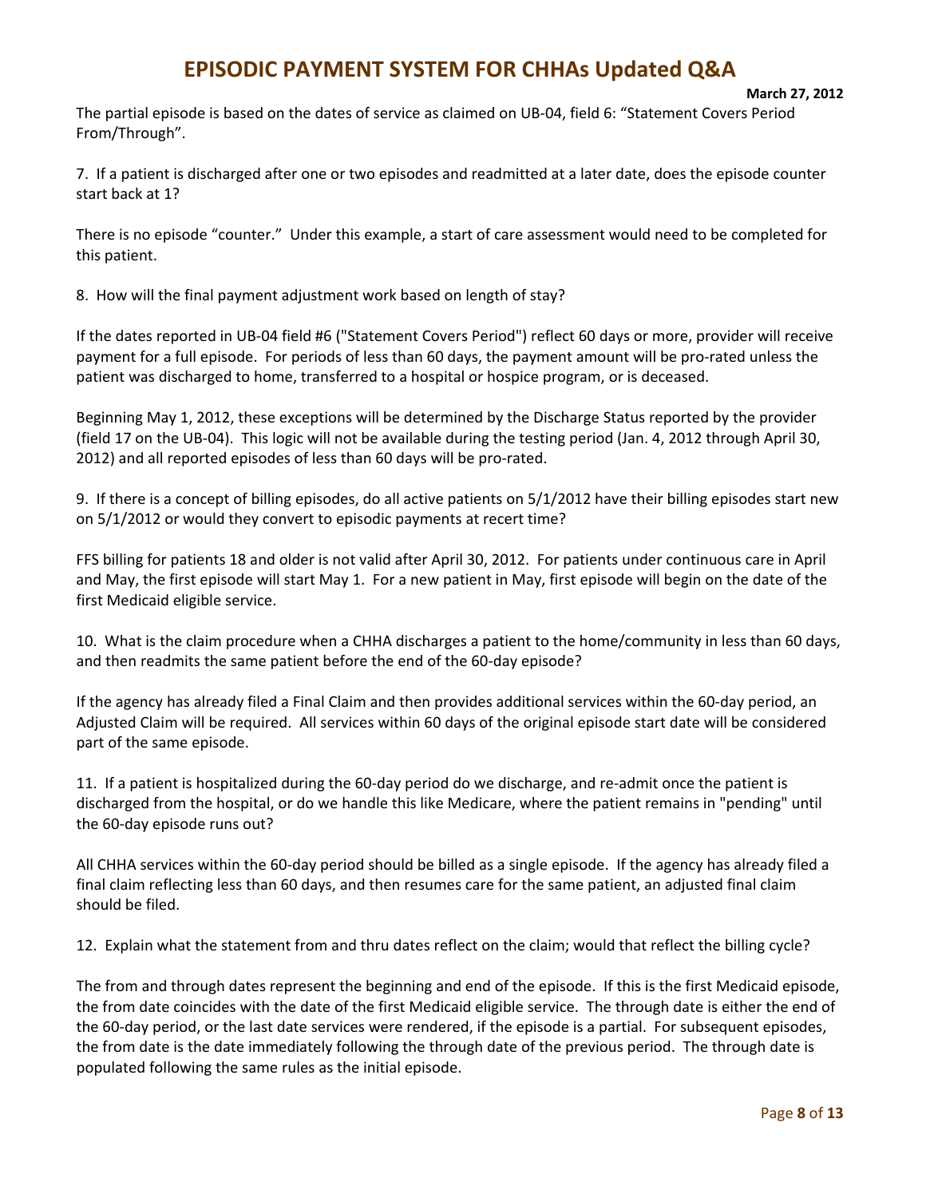The partial episode is based on the dates of service as claimed on UB-04, field 6: "Statement Covers Period From/Through".

7. If a patient is discharged after one or two episodes and readmitted at a later date, does the episode counter start back at 1?

There is no episode "counter." Under this example, a start of care assessment would need to be completed for this patient.

8. How will the final payment adjustment work based on length of stay?

If the dates reported in UB-04 field #6 ("Statement Covers Period") reflect 60 days or more, provider will receive payment for a full episode. For periods of less than 60 days, the payment amount will be pro-rated unless the patient was discharged to home, transferred to a hospital or hospice program, or is deceased.

Beginning May 1, 2012, these exceptions will be determined by the Discharge Status reported by the provider (field 17 on the UB-04). This logic will not be available during the testing period (Jan. 4, 2012 through April 30, 2012) and all reported episodes of less than 60 days will be pro-rated.

9. If there is a concept of billing episodes, do all active patients on 5/1/2012 have their billing episodes start new on 5/1/2012 or would they convert to episodic payments at recert time?

FFS billing for patients 18 and older is not valid after April 30, 2012. For patients under continuous care in April and May, the first episode will start May 1. For a new patient in May, first episode will begin on the date of the first Medicaid eligible service.

10. What is the claim procedure when a CHHA discharges a patient to the home/community in less than 60 days, and then readmits the same patient before the end of the 60-day episode?

If the agency has already filed a Final Claim and then provides additional services within the 60-day period, an Adjusted Claim will be required. All services within 60 days of the original episode start date will be considered part of the same episode.

11. If a patient is hospitalized during the 60-day period do we discharge, and re-admit once the patient is discharged from the hospital, or do we handle this like Medicare, where the patient remains in "pending" until the 60-day episode runs out?

All CHHA services within the 60-day period should be billed as a single episode. If the agency has already filed a final claim reflecting less than 60 days, and then resumes care for the same patient, an adjusted final claim should be filed.

12. Explain what the statement from and thru dates reflect on the claim; would that reflect the billing cycle?

The from and through dates represent the beginning and end of the episode. If this is the first Medicaid episode, the from date coincides with the date of the first Medicaid eligible service. The through date is either the end of the 60-day period, or the last date services were rendered, if the episode is a partial. For subsequent episodes, the from date is the date immediately following the through date of the previous period. The through date is populated following the same rules as the initial episode.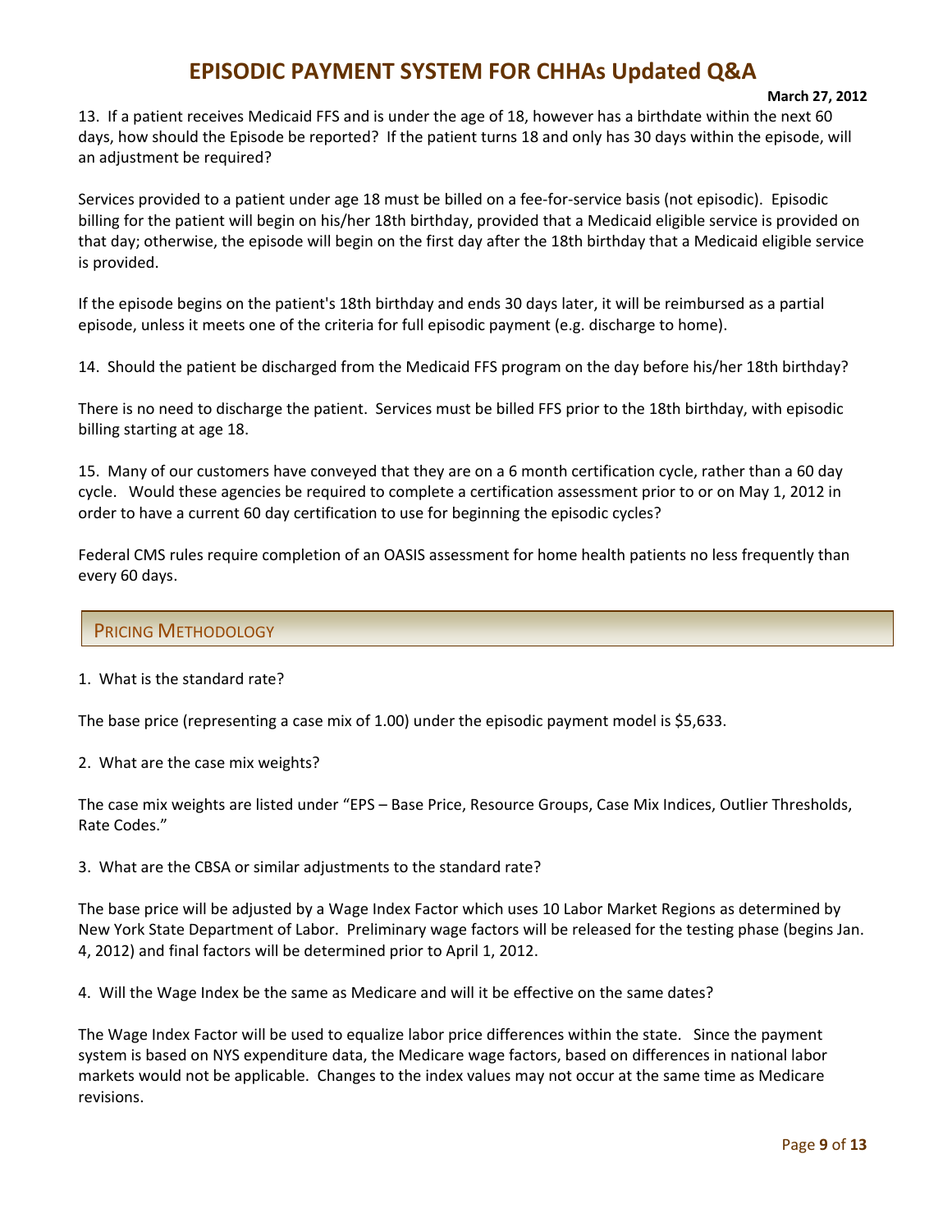13. If a patient receives Medicaid FFS and is under the age of 18, however has a birthdate within the next 60 days, how should the Episode be reported? If the patient turns 18 and only has 30 days within the episode, will an adjustment be required?

Services provided to a patient under age 18 must be billed on a fee-for-service basis (not episodic). Episodic billing for the patient will begin on his/her 18th birthday, provided that a Medicaid eligible service is provided on that day; otherwise, the episode will begin on the first day after the 18th birthday that a Medicaid eligible service is provided.

If the episode begins on the patient's 18th birthday and ends 30 days later, it will be reimbursed as a partial episode, unless it meets one of the criteria for full episodic payment (e.g. discharge to home).

14. Should the patient be discharged from the Medicaid FFS program on the day before his/her 18th birthday?

There is no need to discharge the patient. Services must be billed FFS prior to the 18th birthday, with episodic billing starting at age 18.

15. Many of our customers have conveyed that they are on a 6 month certification cycle, rather than a 60 day cycle. Would these agencies be required to complete a certification assessment prior to or on May 1, 2012 in order to have a current 60 day certification to use for beginning the episodic cycles?

Federal CMS rules require completion of an OASIS assessment for home health patients no less frequently than every 60 days.

## Pricing Methodology

1. What is the standard rate?

The base price (representing a case mix of 1.00) under the episodic payment model is $5,633.

2. What are the case mix weights?

The case mix weights are listed under "EPS – Base Price, Resource Groups, Case Mix Indices, Outlier Thresholds, Rate Codes."

3. What are the CBSA or similar adjustments to the standard rate?

The base price will be adjusted by a Wage Index Factor which uses 10 Labor Market Regions as determined by New York State Department of Labor. Preliminary wage factors will be released for the testing phase (begins Jan. 4, 2012) and final factors will be determined prior to April 1, 2012.

4. Will the Wage Index be the same as Medicare and will it be effective on the same dates?

The Wage Index Factor will be used to equalize labor price differences within the state. Since the payment system is based on NYS expenditure data, the Medicare wage factors, based on differences in national labor markets would not be applicable. Changes to the index values may not occur at the same time as Medicare revisions.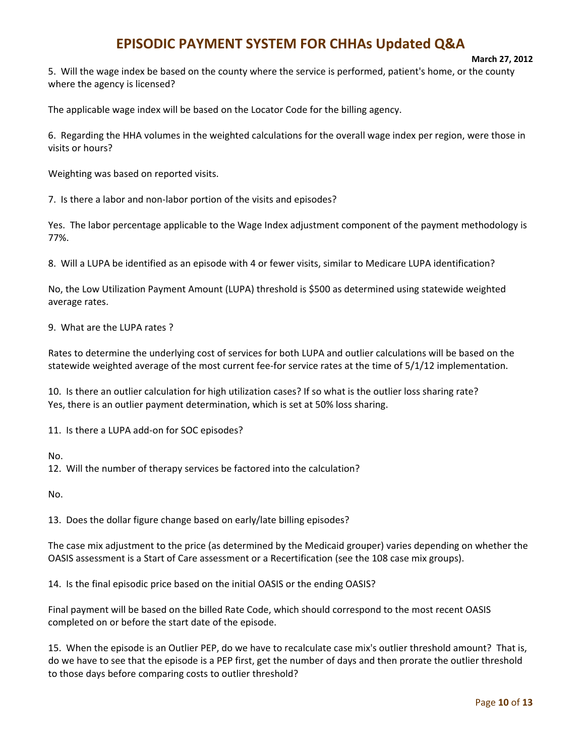# EPISODIC PAYMENT SYSTEM FOR CHHAs Updated Q&A

**March 27, 2012**

5. Will the wage index be based on the county where the service is performed, patient's home, or the county where the agency is licensed?

The applicable wage index will be based on the Locator Code for the billing agency.

6. Regarding the HHA volumes in the weighted calculations for the overall wage index per region, were those in visits or hours?

Weighting was based on reported visits.

7. Is there a labor and non-labor portion of the visits and episodes?

Yes. The labor percentage applicable to the Wage Index adjustment component of the payment methodology is 77%.

8. Will a LUPA be identified as an episode with 4 or fewer visits, similar to Medicare LUPA identification?

No, the Low Utilization Payment Amount (LUPA) threshold is $500 as determined using statewide weighted average rates.

9. What are the LUPA rates ?

Rates to determine the underlying cost of services for both LUPA and outlier calculations will be based on the statewide weighted average of the most current fee-for service rates at the time of 5/1/12 implementation.

10. Is there an outlier calculation for high utilization cases? If so what is the outlier loss sharing rate?
Yes, there is an outlier payment determination, which is set at 50% loss sharing.

11. Is there a LUPA add-on for SOC episodes?

No.

12. Will the number of therapy services be factored into the calculation?

No.

13. Does the dollar figure change based on early/late billing episodes?

The case mix adjustment to the price (as determined by the Medicaid grouper) varies depending on whether the OASIS assessment is a Start of Care assessment or a Recertification (see the 108 case mix groups).

14. Is the final episodic price based on the initial OASIS or the ending OASIS?

Final payment will be based on the billed Rate Code, which should correspond to the most recent OASIS completed on or before the start date of the episode.

15. When the episode is an Outlier PEP, do we have to recalculate case mix's outlier threshold amount? That is, do we have to see that the episode is a PEP first, get the number of days and then prorate the outlier threshold to those days before comparing costs to outlier threshold?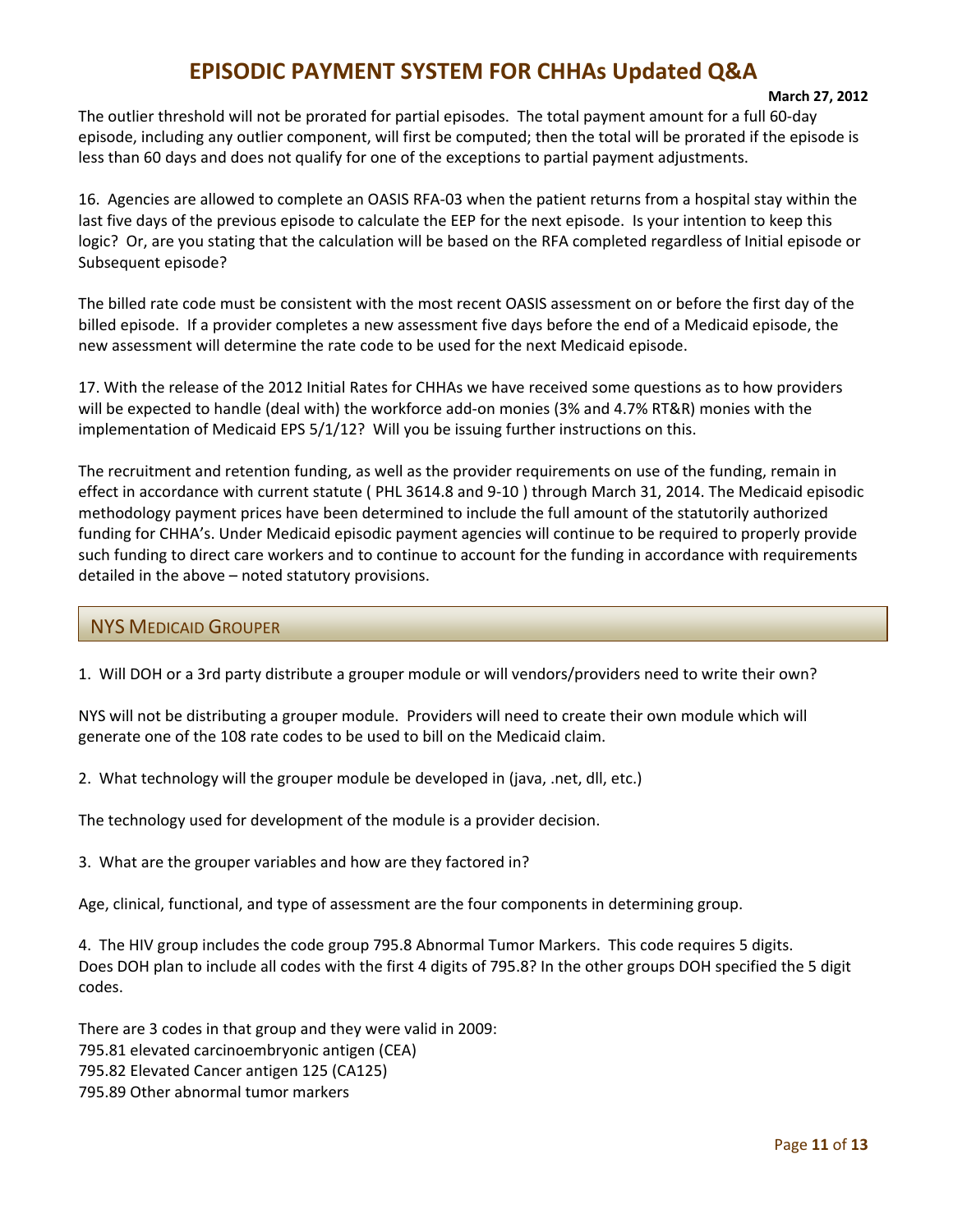The outlier threshold will not be prorated for partial episodes. The total payment amount for a full 60-day episode, including any outlier component, will first be computed; then the total will be prorated if the episode is less than 60 days and does not qualify for one of the exceptions to partial payment adjustments.

16. Agencies are allowed to complete an OASIS RFA-03 when the patient returns from a hospital stay within the last five days of the previous episode to calculate the EEP for the next episode. Is your intention to keep this logic? Or, are you stating that the calculation will be based on the RFA completed regardless of Initial episode or Subsequent episode?

The billed rate code must be consistent with the most recent OASIS assessment on or before the first day of the billed episode. If a provider completes a new assessment five days before the end of a Medicaid episode, the new assessment will determine the rate code to be used for the next Medicaid episode.

17. With the release of the 2012 Initial Rates for CHHAs we have received some questions as to how providers will be expected to handle (deal with) the workforce add-on monies (3% and 4.7% RT&R) monies with the implementation of Medicaid EPS 5/1/12? Will you be issuing further instructions on this.

The recruitment and retention funding, as well as the provider requirements on use of the funding, remain in effect in accordance with current statute ( PHL 3614.8 and 9-10 ) through March 31, 2014. The Medicaid episodic methodology payment prices have been determined to include the full amount of the statutorily authorized funding for CHHA's. Under Medicaid episodic payment agencies will continue to be required to properly provide such funding to direct care workers and to continue to account for the funding in accordance with requirements detailed in the above – noted statutory provisions.

## NYS Medicaid Grouper

1. Will DOH or a 3rd party distribute a grouper module or will vendors/providers need to write their own?

NYS will not be distributing a grouper module. Providers will need to create their own module which will generate one of the 108 rate codes to be used to bill on the Medicaid claim.

2. What technology will the grouper module be developed in (java, .net, dll, etc.)

The technology used for development of the module is a provider decision.

3. What are the grouper variables and how are they factored in?

Age, clinical, functional, and type of assessment are the four components in determining group.

4. The HIV group includes the code group 795.8 Abnormal Tumor Markers. This code requires 5 digits. Does DOH plan to include all codes with the first 4 digits of 795.8? In the other groups DOH specified the 5 digit codes.

There are 3 codes in that group and they were valid in 2009:
795.81 elevated carcinoembryonic antigen (CEA)
795.82 Elevated Cancer antigen 125 (CA125)
795.89 Other abnormal tumor markers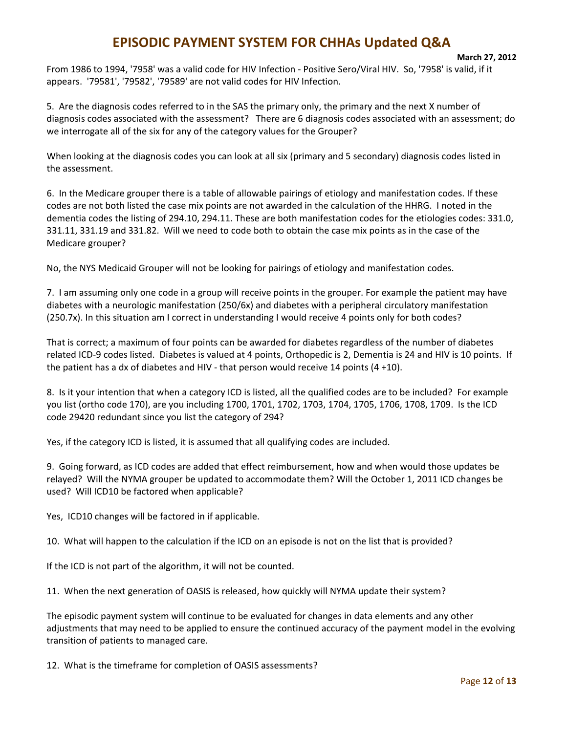From 1986 to 1994, '7958' was a valid code for HIV Infection - Positive Sero/Viral HIV. So, '7958' is valid, if it appears. '79581', '79582', '79589' are not valid codes for HIV Infection.

5. Are the diagnosis codes referred to in the SAS the primary only, the primary and the next X number of diagnosis codes associated with the assessment? There are 6 diagnosis codes associated with an assessment; do we interrogate all of the six for any of the category values for the Grouper?

When looking at the diagnosis codes you can look at all six (primary and 5 secondary) diagnosis codes listed in the assessment.

6. In the Medicare grouper there is a table of allowable pairings of etiology and manifestation codes. If these codes are not both listed the case mix points are not awarded in the calculation of the HHRG. I noted in the dementia codes the listing of 294.10, 294.11. These are both manifestation codes for the etiologies codes: 331.0, 331.11, 331.19 and 331.82. Will we need to code both to obtain the case mix points as in the case of the Medicare grouper?

No, the NYS Medicaid Grouper will not be looking for pairings of etiology and manifestation codes.

7. I am assuming only one code in a group will receive points in the grouper. For example the patient may have diabetes with a neurologic manifestation (250/6x) and diabetes with a peripheral circulatory manifestation (250.7x). In this situation am I correct in understanding I would receive 4 points only for both codes?

That is correct; a maximum of four points can be awarded for diabetes regardless of the number of diabetes related ICD-9 codes listed. Diabetes is valued at 4 points, Orthopedic is 2, Dementia is 24 and HIV is 10 points. If the patient has a dx of diabetes and HIV - that person would receive 14 points (4 +10).

8. Is it your intention that when a category ICD is listed, all the qualified codes are to be included? For example you list (ortho code 170), are you including 1700, 1701, 1702, 1703, 1704, 1705, 1706, 1708, 1709. Is the ICD code 29420 redundant since you list the category of 294?

Yes, if the category ICD is listed, it is assumed that all qualifying codes are included.

9. Going forward, as ICD codes are added that effect reimbursement, how and when would those updates be relayed? Will the NYMA grouper be updated to accommodate them? Will the October 1, 2011 ICD changes be used? Will ICD10 be factored when applicable?

Yes, ICD10 changes will be factored in if applicable.

10. What will happen to the calculation if the ICD on an episode is not on the list that is provided?

If the ICD is not part of the algorithm, it will not be counted.

11. When the next generation of OASIS is released, how quickly will NYMA update their system?

The episodic payment system will continue to be evaluated for changes in data elements and any other adjustments that may need to be applied to ensure the continued accuracy of the payment model in the evolving transition of patients to managed care.

12. What is the timeframe for completion of OASIS assessments?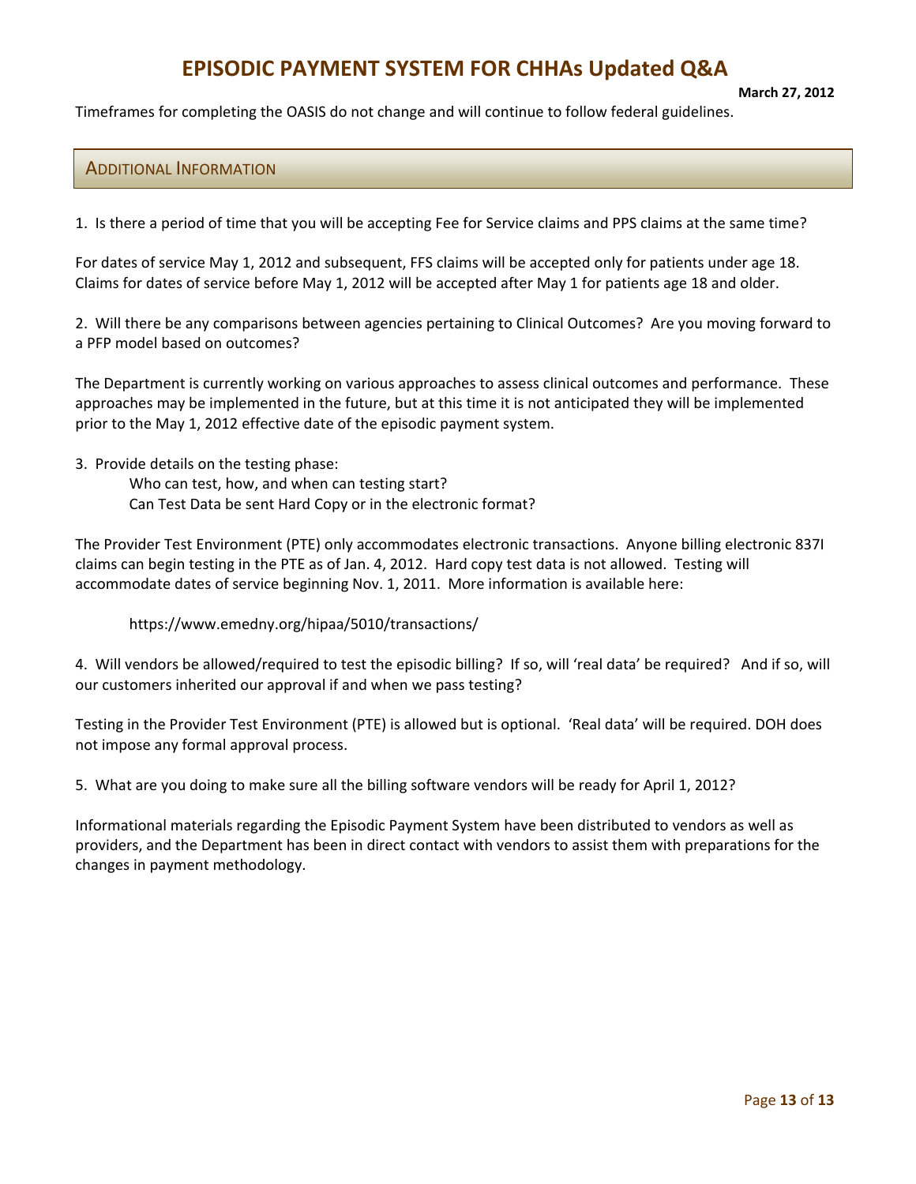Timeframes for completing the OASIS do not change and will continue to follow federal guidelines.

## ADDITIONAL INFORMATION

1. Is there a period of time that you will be accepting Fee for Service claims and PPS claims at the same time?

For dates of service May 1, 2012 and subsequent, FFS claims will be accepted only for patients under age 18. Claims for dates of service before May 1, 2012 will be accepted after May 1 for patients age 18 and older.

2. Will there be any comparisons between agencies pertaining to Clinical Outcomes? Are you moving forward to a PFP model based on outcomes?

The Department is currently working on various approaches to assess clinical outcomes and performance. These approaches may be implemented in the future, but at this time it is not anticipated they will be implemented prior to the May 1, 2012 effective date of the episodic payment system.

3. Provide details on the testing phase:
   - Who can test, how, and when can testing start?
   - Can Test Data be sent Hard Copy or in the electronic format?

The Provider Test Environment (PTE) only accommodates electronic transactions. Anyone billing electronic 837I claims can begin testing in the PTE as of Jan. 4, 2012. Hard copy test data is not allowed. Testing will accommodate dates of service beginning Nov. 1, 2011. More information is available here:

https://www.emedny.org/hipaa/5010/transactions/

4. Will vendors be allowed/required to test the episodic billing? If so, will 'real data' be required? And if so, will our customers inherited our approval if and when we pass testing?

Testing in the Provider Test Environment (PTE) is allowed but is optional. 'Real data' will be required. DOH does not impose any formal approval process.

5. What are you doing to make sure all the billing software vendors will be ready for April 1, 2012?

Informational materials regarding the Episodic Payment System have been distributed to vendors as well as providers, and the Department has been in direct contact with vendors to assist them with preparations for the changes in payment methodology.